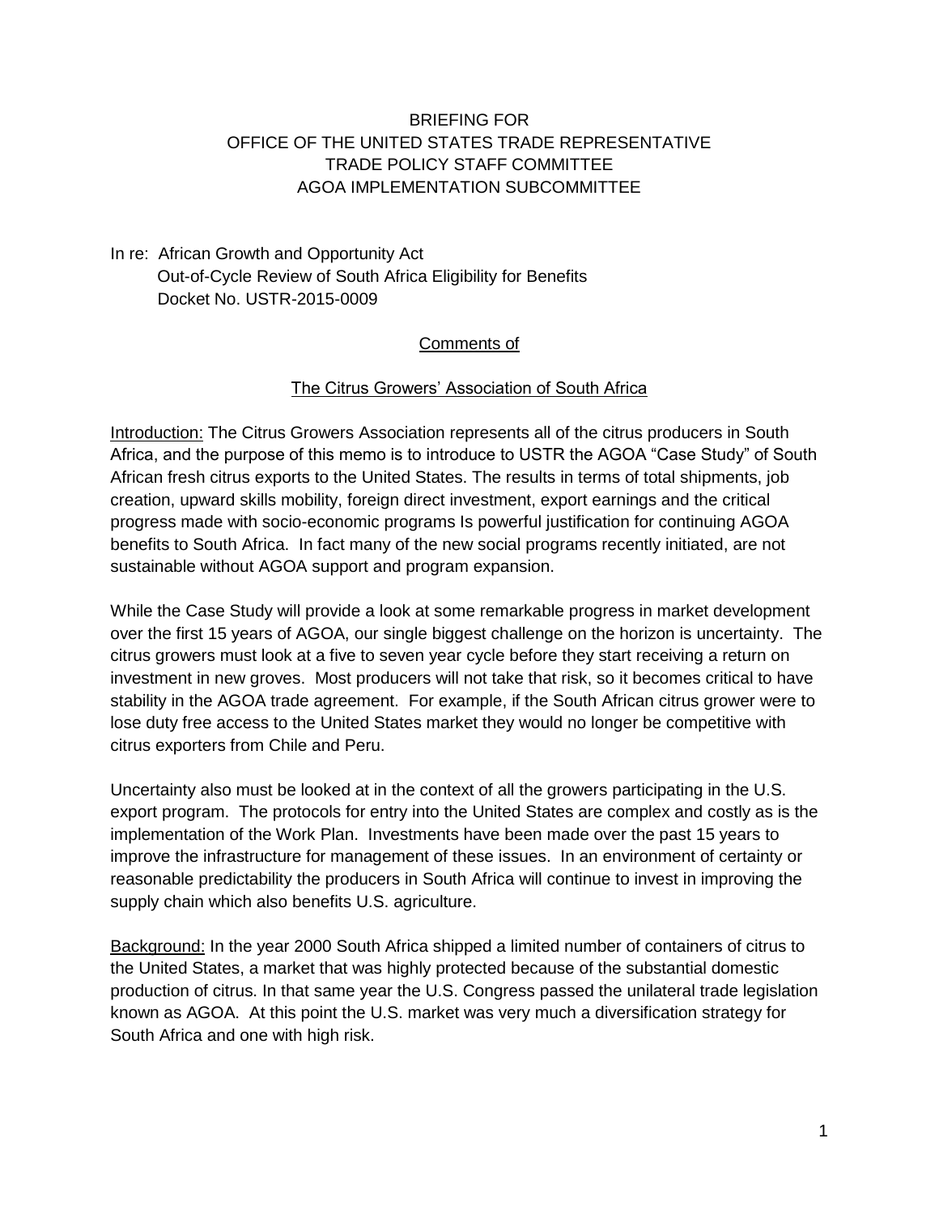BRIEFING FOR
OFFICE OF THE UNITED STATES TRADE REPRESENTATIVE
TRADE POLICY STAFF COMMITTEE
AGOA IMPLEMENTATION SUBCOMMITTEE

In re: African Growth and Opportunity Act
Out-of-Cycle Review of South Africa Eligibility for Benefits
Docket No. USTR-2015-0009

Comments of

The Citrus Growers' Association of South Africa

Introduction: The Citrus Growers Association represents all of the citrus producers in South Africa, and the purpose of this memo is to introduce to USTR the AGOA "Case Study" of South African fresh citrus exports to the United States. The results in terms of total shipments, job creation, upward skills mobility, foreign direct investment, export earnings and the critical progress made with socio-economic programs Is powerful justification for continuing AGOA benefits to South Africa. In fact many of the new social programs recently initiated, are not sustainable without AGOA support and program expansion.

While the Case Study will provide a look at some remarkable progress in market development over the first 15 years of AGOA, our single biggest challenge on the horizon is uncertainty. The citrus growers must look at a five to seven year cycle before they start receiving a return on investment in new groves. Most producers will not take that risk, so it becomes critical to have stability in the AGOA trade agreement. For example, if the South African citrus grower were to lose duty free access to the United States market they would no longer be competitive with citrus exporters from Chile and Peru.

Uncertainty also must be looked at in the context of all the growers participating in the U.S. export program. The protocols for entry into the United States are complex and costly as is the implementation of the Work Plan. Investments have been made over the past 15 years to improve the infrastructure for management of these issues. In an environment of certainty or reasonable predictability the producers in South Africa will continue to invest in improving the supply chain which also benefits U.S. agriculture.

Background: In the year 2000 South Africa shipped a limited number of containers of citrus to the United States, a market that was highly protected because of the substantial domestic production of citrus. In that same year the U.S. Congress passed the unilateral trade legislation known as AGOA. At this point the U.S. market was very much a diversification strategy for South Africa and one with high risk.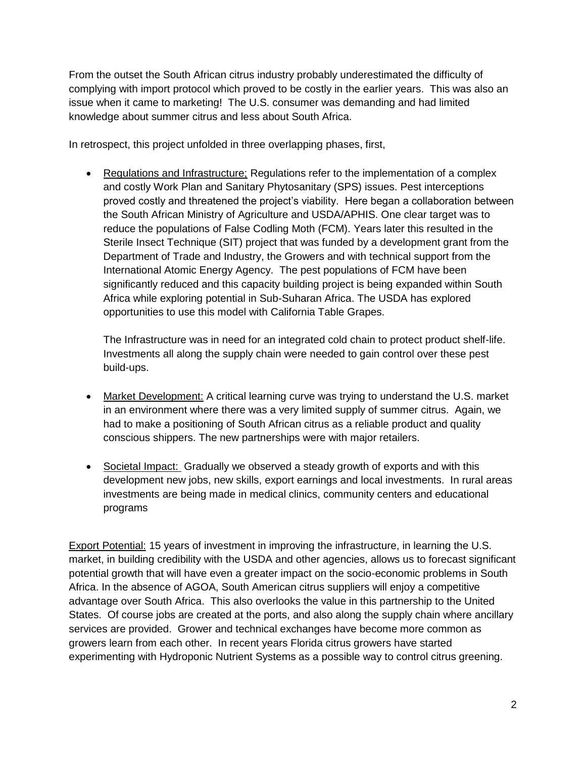From the outset the South African citrus industry probably underestimated the difficulty of complying with import protocol which proved to be costly in the earlier years. This was also an issue when it came to marketing! The U.S. consumer was demanding and had limited knowledge about summer citrus and less about South Africa.

In retrospect, this project unfolded in three overlapping phases, first,

- Regulations and Infrastructure; Regulations refer to the implementation of a complex and costly Work Plan and Sanitary Phytosanitary (SPS) issues. Pest interceptions proved costly and threatened the project's viability. Here began a collaboration between the South African Ministry of Agriculture and USDA/APHIS. One clear target was to reduce the populations of False Codling Moth (FCM). Years later this resulted in the Sterile Insect Technique (SIT) project that was funded by a development grant from the Department of Trade and Industry, the Growers and with technical support from the International Atomic Energy Agency. The pest populations of FCM have been significantly reduced and this capacity building project is being expanded within South Africa while exploring potential in Sub-Suharan Africa. The USDA has explored opportunities to use this model with California Table Grapes.

  The Infrastructure was in need for an integrated cold chain to protect product shelf-life. Investments all along the supply chain were needed to gain control over these pest build-ups.

- Market Development: A critical learning curve was trying to understand the U.S. market in an environment where there was a very limited supply of summer citrus. Again, we had to make a positioning of South African citrus as a reliable product and quality conscious shippers. The new partnerships were with major retailers.

- Societal Impact: Gradually we observed a steady growth of exports and with this development new jobs, new skills, export earnings and local investments. In rural areas investments are being made in medical clinics, community centers and educational programs

Export Potential: 15 years of investment in improving the infrastructure, in learning the U.S. market, in building credibility with the USDA and other agencies, allows us to forecast significant potential growth that will have even a greater impact on the socio-economic problems in South Africa. In the absence of AGOA, South American citrus suppliers will enjoy a competitive advantage over South Africa. This also overlooks the value in this partnership to the United States. Of course jobs are created at the ports, and also along the supply chain where ancillary services are provided. Grower and technical exchanges have become more common as growers learn from each other. In recent years Florida citrus growers have started experimenting with Hydroponic Nutrient Systems as a possible way to control citrus greening.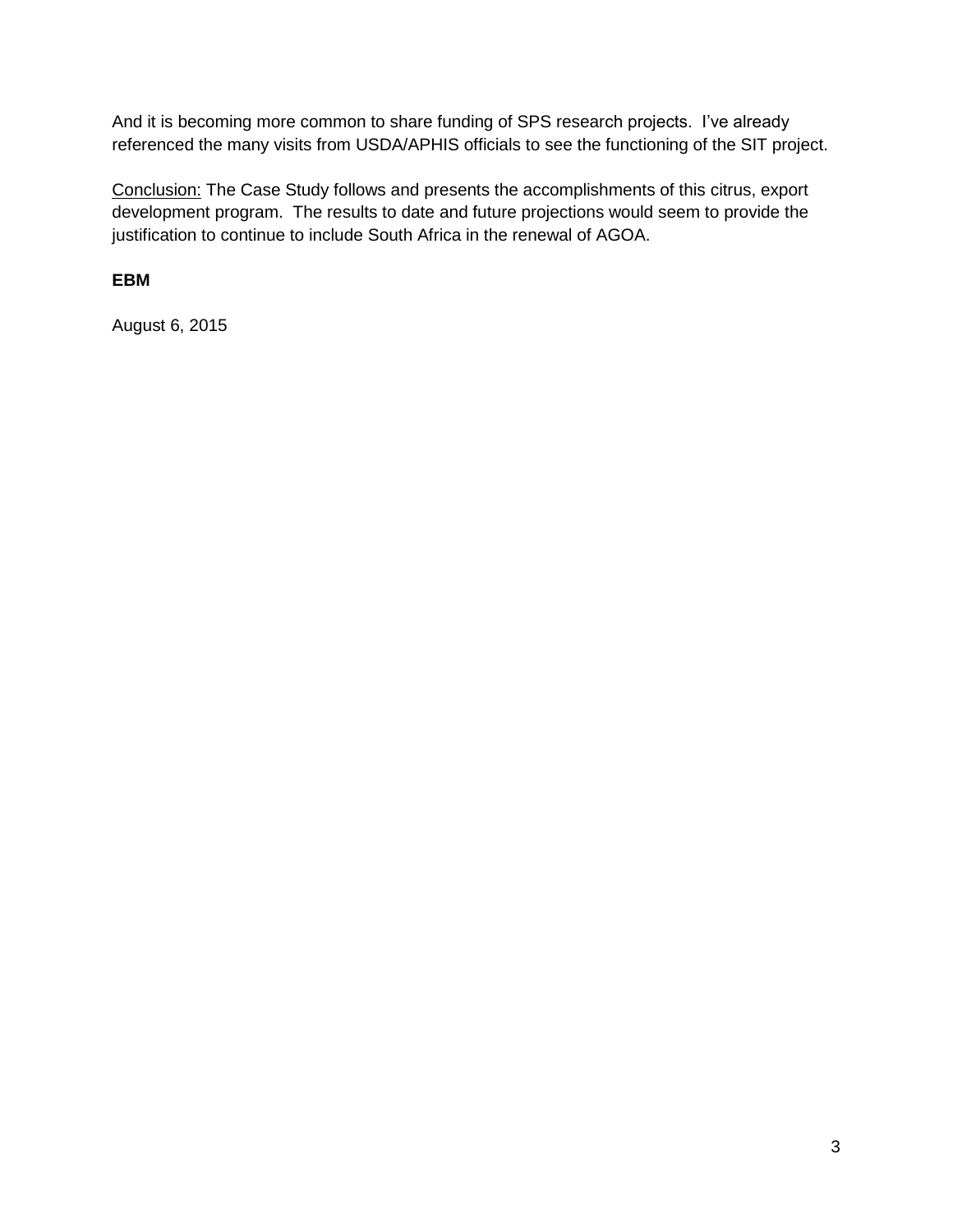And it is becoming more common to share funding of SPS research projects.  I've already referenced the many visits from USDA/APHIS officials to see the functioning of the SIT project.

<u>Conclusion:</u> The Case Study follows and presents the accomplishments of this citrus, export development program.  The results to date and future projections would seem to provide the justification to continue to include South Africa in the renewal of AGOA.

**EBM**

August 6, 2015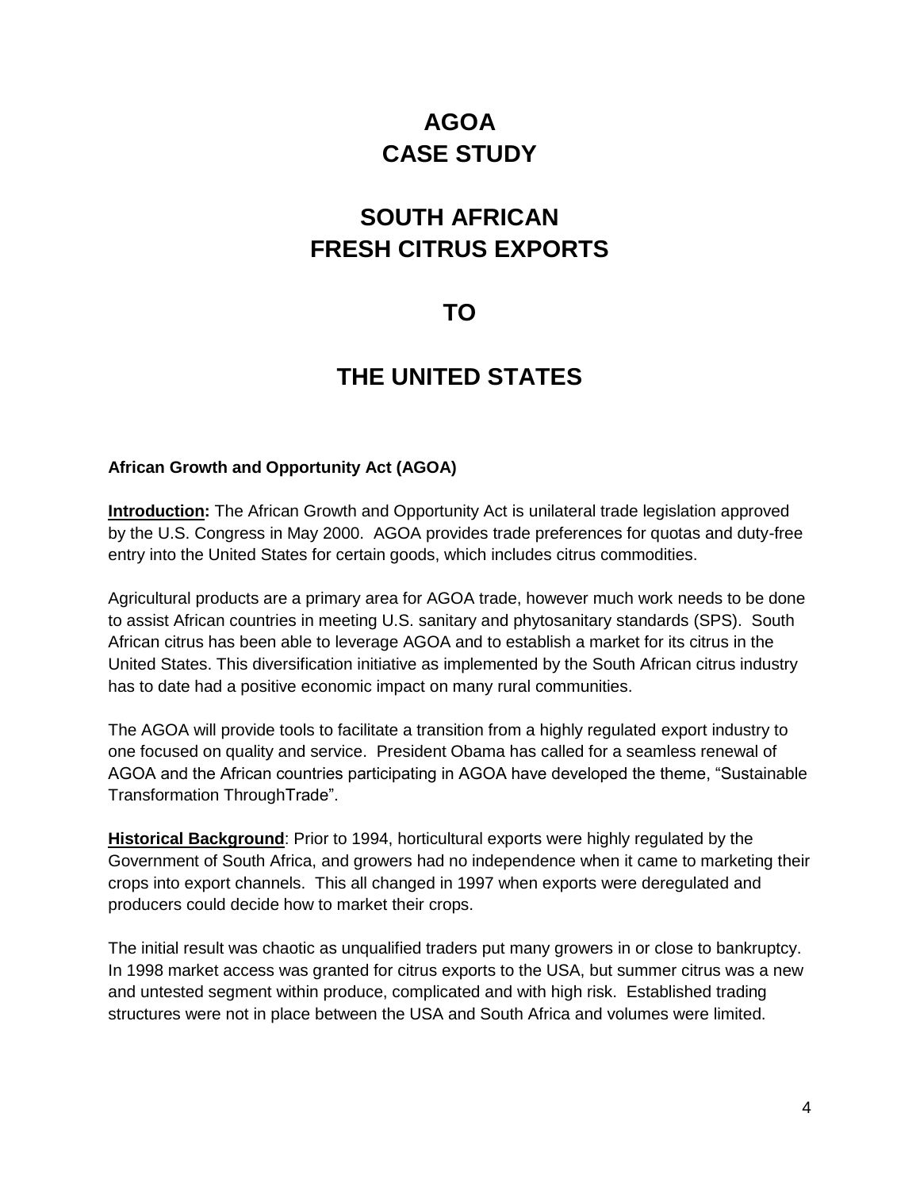# AGOA CASE STUDY

# SOUTH AFRICAN FRESH CITRUS EXPORTS

# TO

# THE UNITED STATES

**African Growth and Opportunity Act (AGOA)**

**Introduction:** The African Growth and Opportunity Act is unilateral trade legislation approved by the U.S. Congress in May 2000. AGOA provides trade preferences for quotas and duty-free entry into the United States for certain goods, which includes citrus commodities.

Agricultural products are a primary area for AGOA trade, however much work needs to be done to assist African countries in meeting U.S. sanitary and phytosanitary standards (SPS). South African citrus has been able to leverage AGOA and to establish a market for its citrus in the United States. This diversification initiative as implemented by the South African citrus industry has to date had a positive economic impact on many rural communities.

The AGOA will provide tools to facilitate a transition from a highly regulated export industry to one focused on quality and service. President Obama has called for a seamless renewal of AGOA and the African countries participating in AGOA have developed the theme, "Sustainable Transformation ThroughTrade".

**Historical Background**: Prior to 1994, horticultural exports were highly regulated by the Government of South Africa, and growers had no independence when it came to marketing their crops into export channels. This all changed in 1997 when exports were deregulated and producers could decide how to market their crops.

The initial result was chaotic as unqualified traders put many growers in or close to bankruptcy. In 1998 market access was granted for citrus exports to the USA, but summer citrus was a new and untested segment within produce, complicated and with high risk. Established trading structures were not in place between the USA and South Africa and volumes were limited.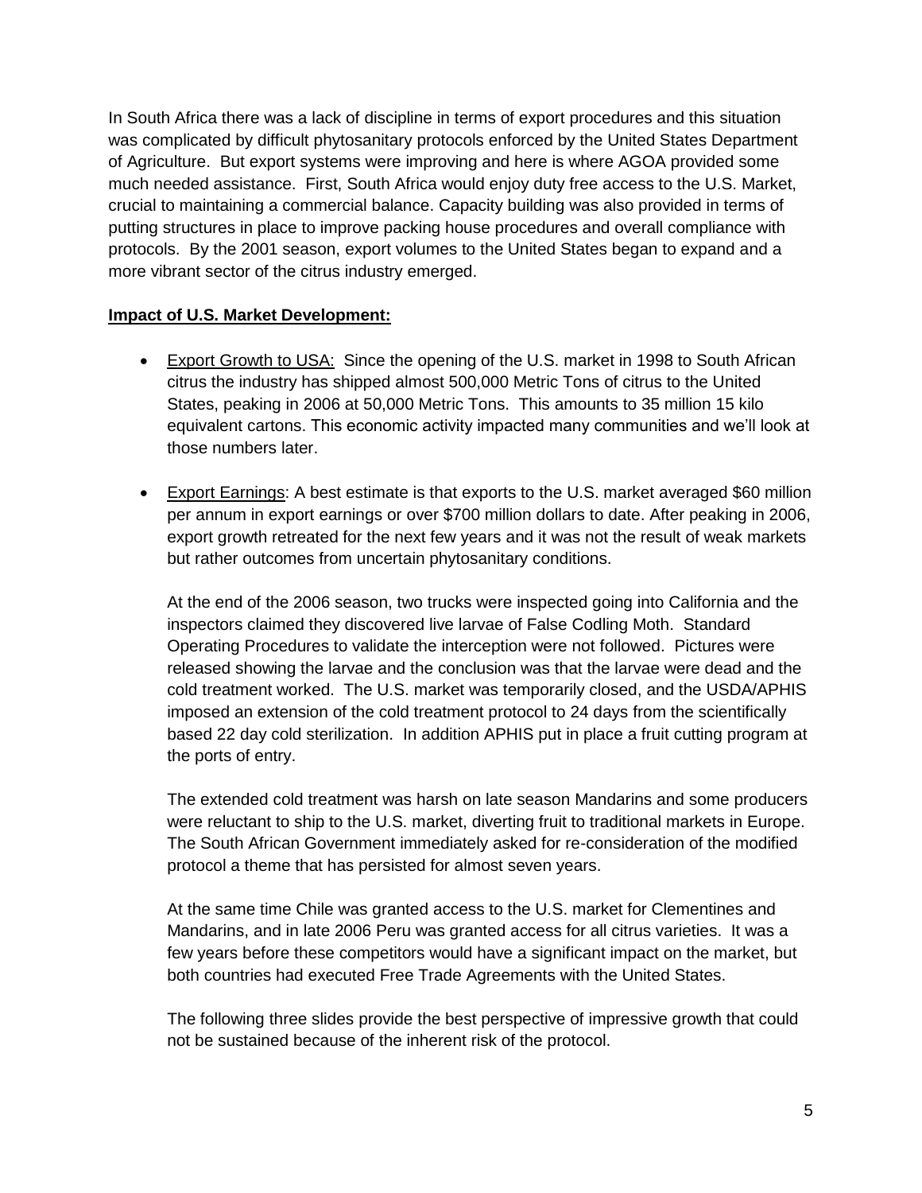In South Africa there was a lack of discipline in terms of export procedures and this situation was complicated by difficult phytosanitary protocols enforced by the United States Department of Agriculture. But export systems were improving and here is where AGOA provided some much needed assistance. First, South Africa would enjoy duty free access to the U.S. Market, crucial to maintaining a commercial balance. Capacity building was also provided in terms of putting structures in place to improve packing house procedures and overall compliance with protocols. By the 2001 season, export volumes to the United States began to expand and a more vibrant sector of the citrus industry emerged.

**Impact of U.S. Market Development:**

- Export Growth to USA: Since the opening of the U.S. market in 1998 to South African citrus the industry has shipped almost 500,000 Metric Tons of citrus to the United States, peaking in 2006 at 50,000 Metric Tons. This amounts to 35 million 15 kilo equivalent cartons. This economic activity impacted many communities and we'll look at those numbers later.

- Export Earnings: A best estimate is that exports to the U.S. market averaged $60 million per annum in export earnings or over $700 million dollars to date. After peaking in 2006, export growth retreated for the next few years and it was not the result of weak markets but rather outcomes from uncertain phytosanitary conditions.

  At the end of the 2006 season, two trucks were inspected going into California and the inspectors claimed they discovered live larvae of False Codling Moth. Standard Operating Procedures to validate the interception were not followed. Pictures were released showing the larvae and the conclusion was that the larvae were dead and the cold treatment worked. The U.S. market was temporarily closed, and the USDA/APHIS imposed an extension of the cold treatment protocol to 24 days from the scientifically based 22 day cold sterilization. In addition APHIS put in place a fruit cutting program at the ports of entry.

  The extended cold treatment was harsh on late season Mandarins and some producers were reluctant to ship to the U.S. market, diverting fruit to traditional markets in Europe. The South African Government immediately asked for re-consideration of the modified protocol a theme that has persisted for almost seven years.

  At the same time Chile was granted access to the U.S. market for Clementines and Mandarins, and in late 2006 Peru was granted access for all citrus varieties. It was a few years before these competitors would have a significant impact on the market, but both countries had executed Free Trade Agreements with the United States.

  The following three slides provide the best perspective of impressive growth that could not be sustained because of the inherent risk of the protocol.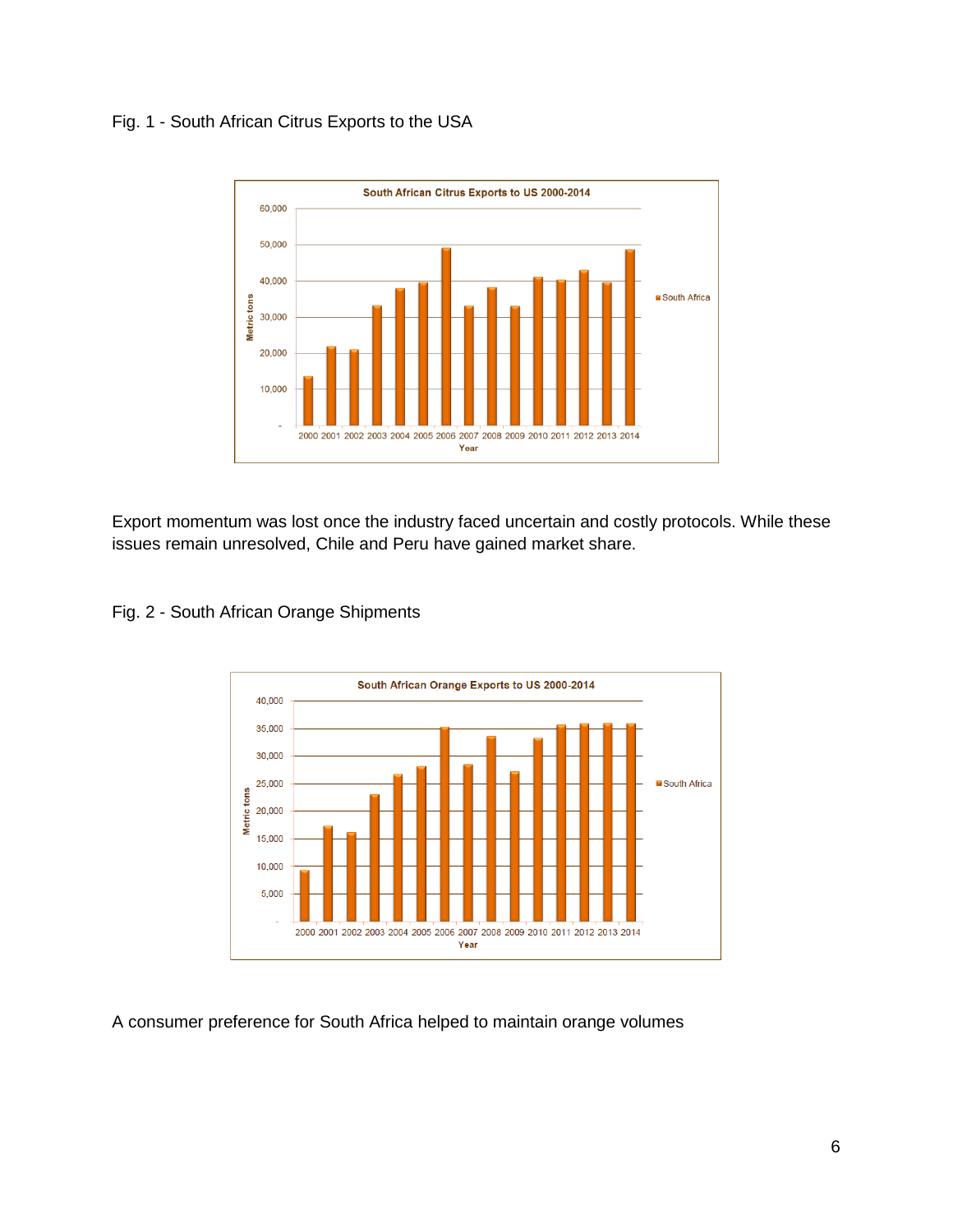Fig. 1 - South African Citrus Exports to the USA

Export momentum was lost once the industry faced uncertain and costly protocols. While these issues remain unresolved, Chile and Peru have gained market share.

Fig. 2 - South African Orange Shipments

A consumer preference for South Africa helped to maintain orange volumes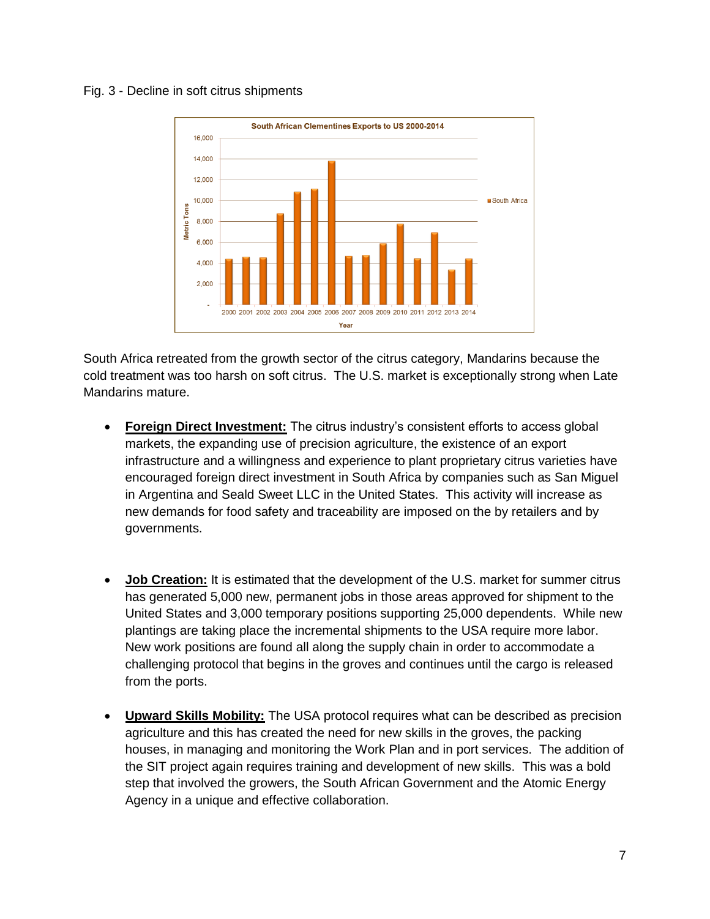Fig. 3 - Decline in soft citrus shipments

South Africa retreated from the growth sector of the citrus category, Mandarins because the cold treatment was too harsh on soft citrus. The U.S. market is exceptionally strong when Late Mandarins mature.

- **Foreign Direct Investment:** The citrus industry's consistent efforts to access global markets, the expanding use of precision agriculture, the existence of an export infrastructure and a willingness and experience to plant proprietary citrus varieties have encouraged foreign direct investment in South Africa by companies such as San Miguel in Argentina and Seald Sweet LLC in the United States. This activity will increase as new demands for food safety and traceability are imposed on the by retailers and by governments.

- **Job Creation:** It is estimated that the development of the U.S. market for summer citrus has generated 5,000 new, permanent jobs in those areas approved for shipment to the United States and 3,000 temporary positions supporting 25,000 dependents. While new plantings are taking place the incremental shipments to the USA require more labor. New work positions are found all along the supply chain in order to accommodate a challenging protocol that begins in the groves and continues until the cargo is released from the ports.

- **Upward Skills Mobility:** The USA protocol requires what can be described as precision agriculture and this has created the need for new skills in the groves, the packing houses, in managing and monitoring the Work Plan and in port services. The addition of the SIT project again requires training and development of new skills. This was a bold step that involved the growers, the South African Government and the Atomic Energy Agency in a unique and effective collaboration.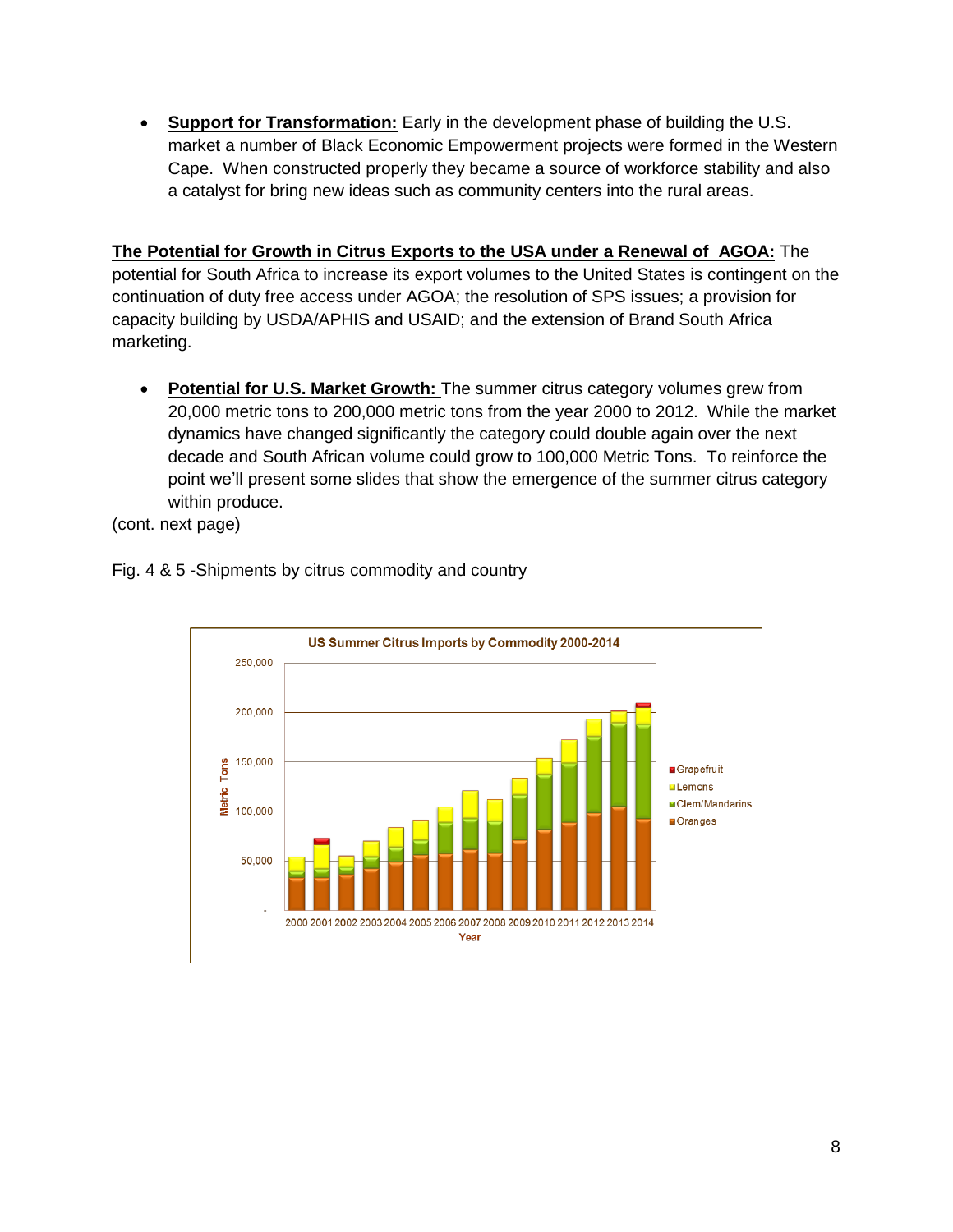- **Support for Transformation:** Early in the development phase of building the U.S. market a number of Black Economic Empowerment projects were formed in the Western Cape. When constructed properly they became a source of workforce stability and also a catalyst for bring new ideas such as community centers into the rural areas.

**The Potential for Growth in Citrus Exports to the USA under a Renewal of AGOA:** The potential for South Africa to increase its export volumes to the United States is contingent on the continuation of duty free access under AGOA; the resolution of SPS issues; a provision for capacity building by USDA/APHIS and USAID; and the extension of Brand South Africa marketing.

- **Potential for U.S. Market Growth:** The summer citrus category volumes grew from 20,000 metric tons to 200,000 metric tons from the year 2000 to 2012. While the market dynamics have changed significantly the category could double again over the next decade and South African volume could grow to 100,000 Metric Tons. To reinforce the point we'll present some slides that show the emergence of the summer citrus category within produce.

(cont. next page)

Fig. 4 & 5 -Shipments by citrus commodity and country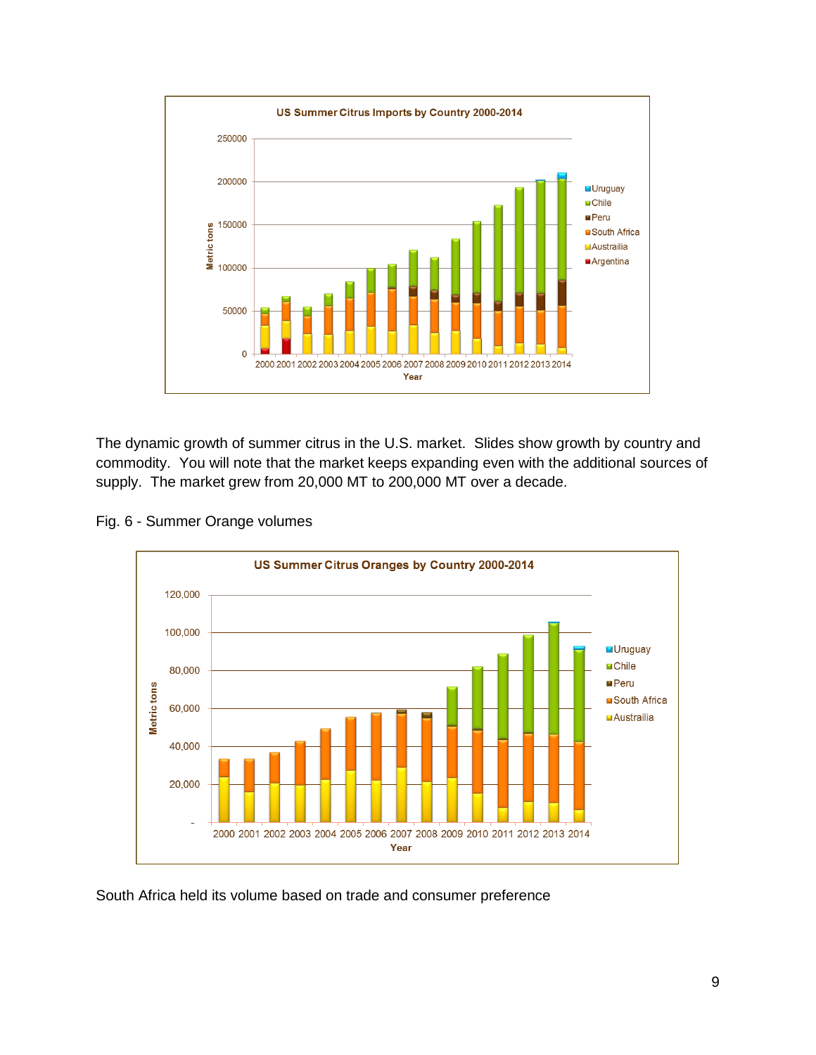The dynamic growth of summer citrus in the U.S. market. Slides show growth by country and commodity. You will note that the market keeps expanding even with the additional sources of supply. The market grew from 20,000 MT to 200,000 MT over a decade.

Fig. 6 - Summer Orange volumes

South Africa held its volume based on trade and consumer preference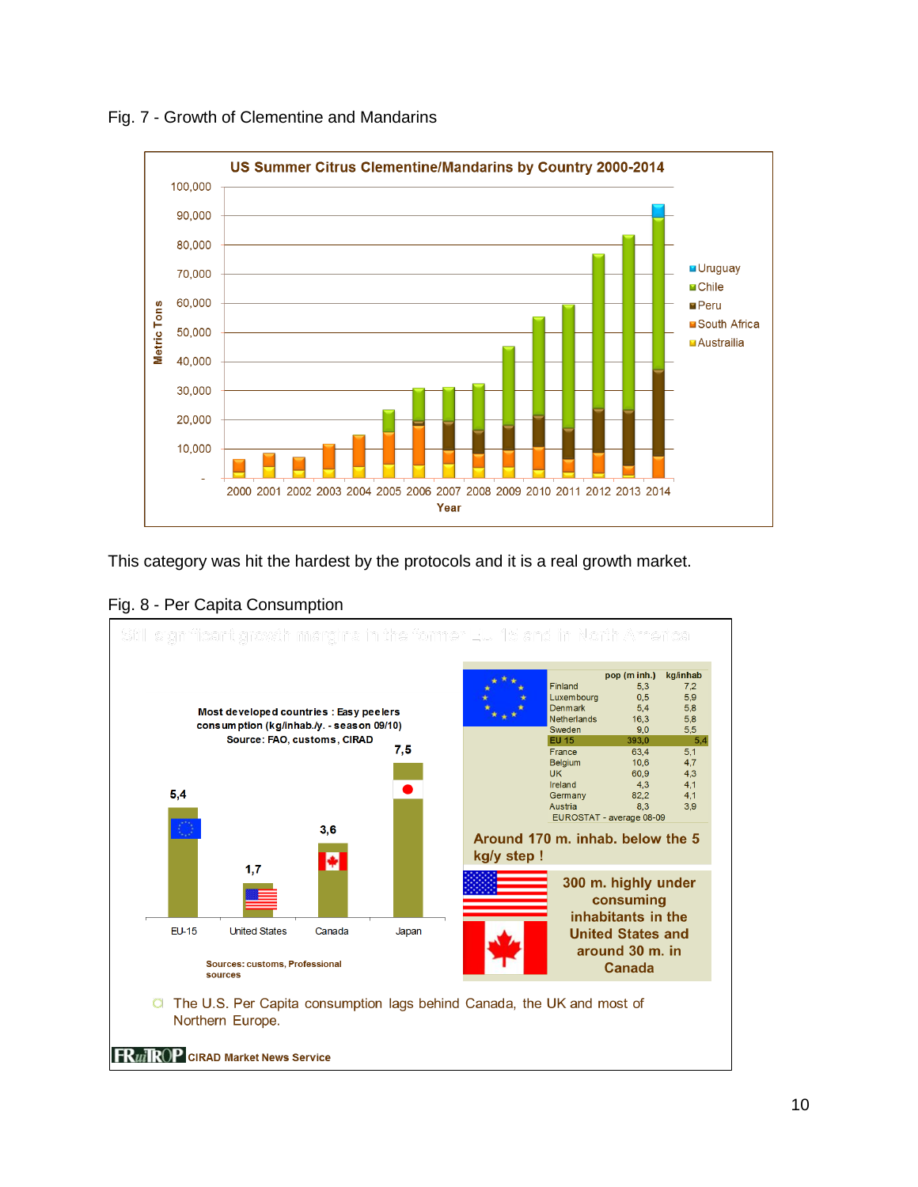Fig. 7 - Growth of Clementine and Mandarins

This category was hit the hardest by the protocols and it is a real growth market.

Fig. 8 - Per Capita Consumption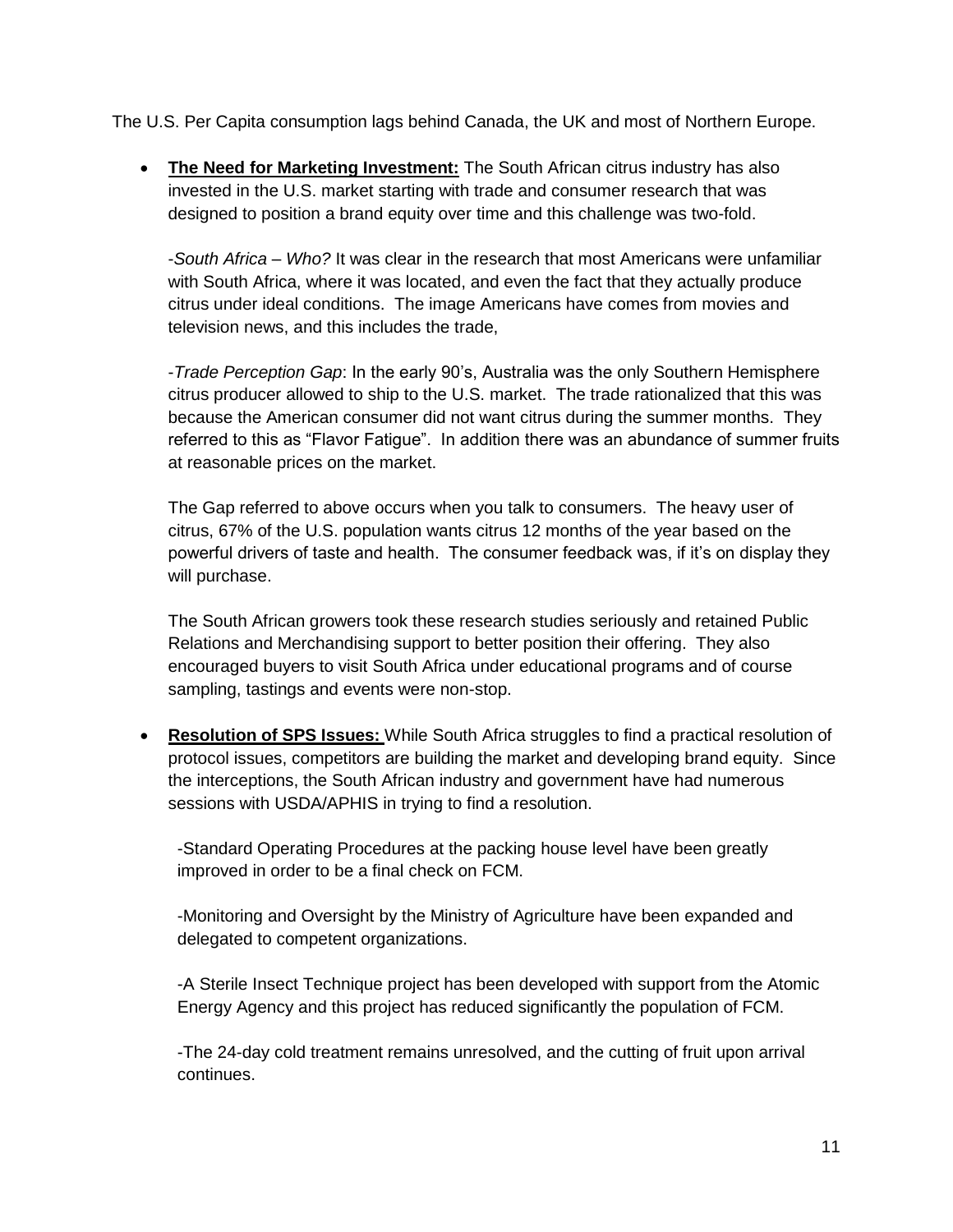The U.S. Per Capita consumption lags behind Canada, the UK and most of Northern Europe.

- **<u>The Need for Marketing Investment:</u>** The South African citrus industry has also invested in the U.S. market starting with trade and consumer research that was designed to position a brand equity over time and this challenge was two-fold.

  -*South Africa – Who?* It was clear in the research that most Americans were unfamiliar with South Africa, where it was located, and even the fact that they actually produce citrus under ideal conditions. The image Americans have comes from movies and television news, and this includes the trade,

  -*Trade Perception Gap*: In the early 90's, Australia was the only Southern Hemisphere citrus producer allowed to ship to the U.S. market. The trade rationalized that this was because the American consumer did not want citrus during the summer months. They referred to this as "Flavor Fatigue". In addition there was an abundance of summer fruits at reasonable prices on the market.

  The Gap referred to above occurs when you talk to consumers. The heavy user of citrus, 67% of the U.S. population wants citrus 12 months of the year based on the powerful drivers of taste and health. The consumer feedback was, if it's on display they will purchase.

  The South African growers took these research studies seriously and retained Public Relations and Merchandising support to better position their offering. They also encouraged buyers to visit South Africa under educational programs and of course sampling, tastings and events were non-stop.

- **<u>Resolution of SPS Issues:</u>** While South Africa struggles to find a practical resolution of protocol issues, competitors are building the market and developing brand equity. Since the interceptions, the South African industry and government have had numerous sessions with USDA/APHIS in trying to find a resolution.

  -Standard Operating Procedures at the packing house level have been greatly improved in order to be a final check on FCM.

  -Monitoring and Oversight by the Ministry of Agriculture have been expanded and delegated to competent organizations.

  -A Sterile Insect Technique project has been developed with support from the Atomic Energy Agency and this project has reduced significantly the population of FCM.

  -The 24-day cold treatment remains unresolved, and the cutting of fruit upon arrival continues.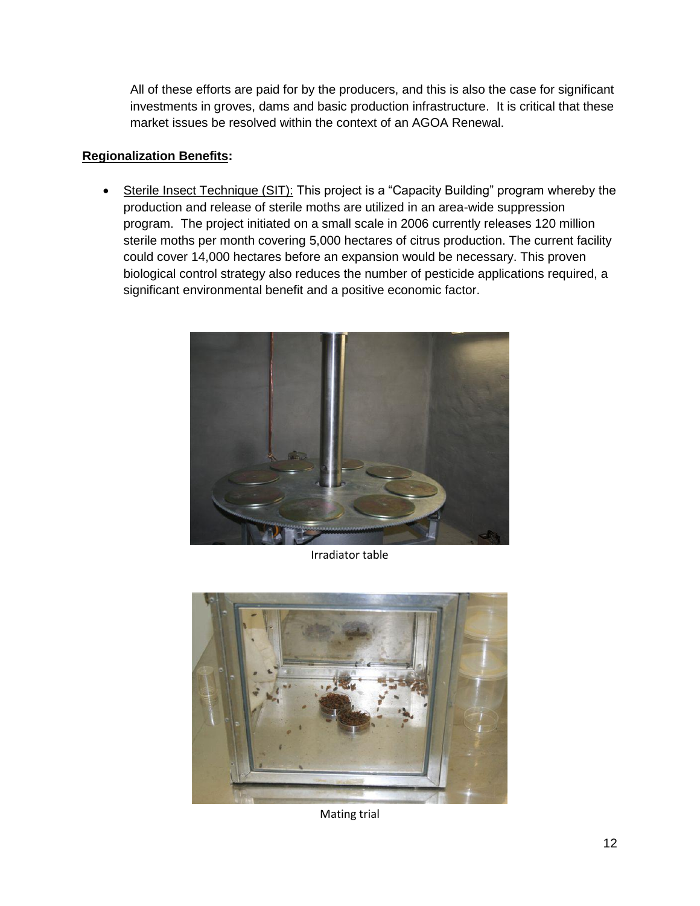All of these efforts are paid for by the producers, and this is also the case for significant investments in groves, dams and basic production infrastructure. It is critical that these market issues be resolved within the context of an AGOA Renewal.

**Regionalization Benefits:**

- Sterile Insect Technique (SIT): This project is a "Capacity Building" program whereby the production and release of sterile moths are utilized in an area-wide suppression program. The project initiated on a small scale in 2006 currently releases 120 million sterile moths per month covering 5,000 hectares of citrus production. The current facility could cover 14,000 hectares before an expansion would be necessary. This proven biological control strategy also reduces the number of pesticide applications required, a significant environmental benefit and a positive economic factor.

Irradiator table

Mating trial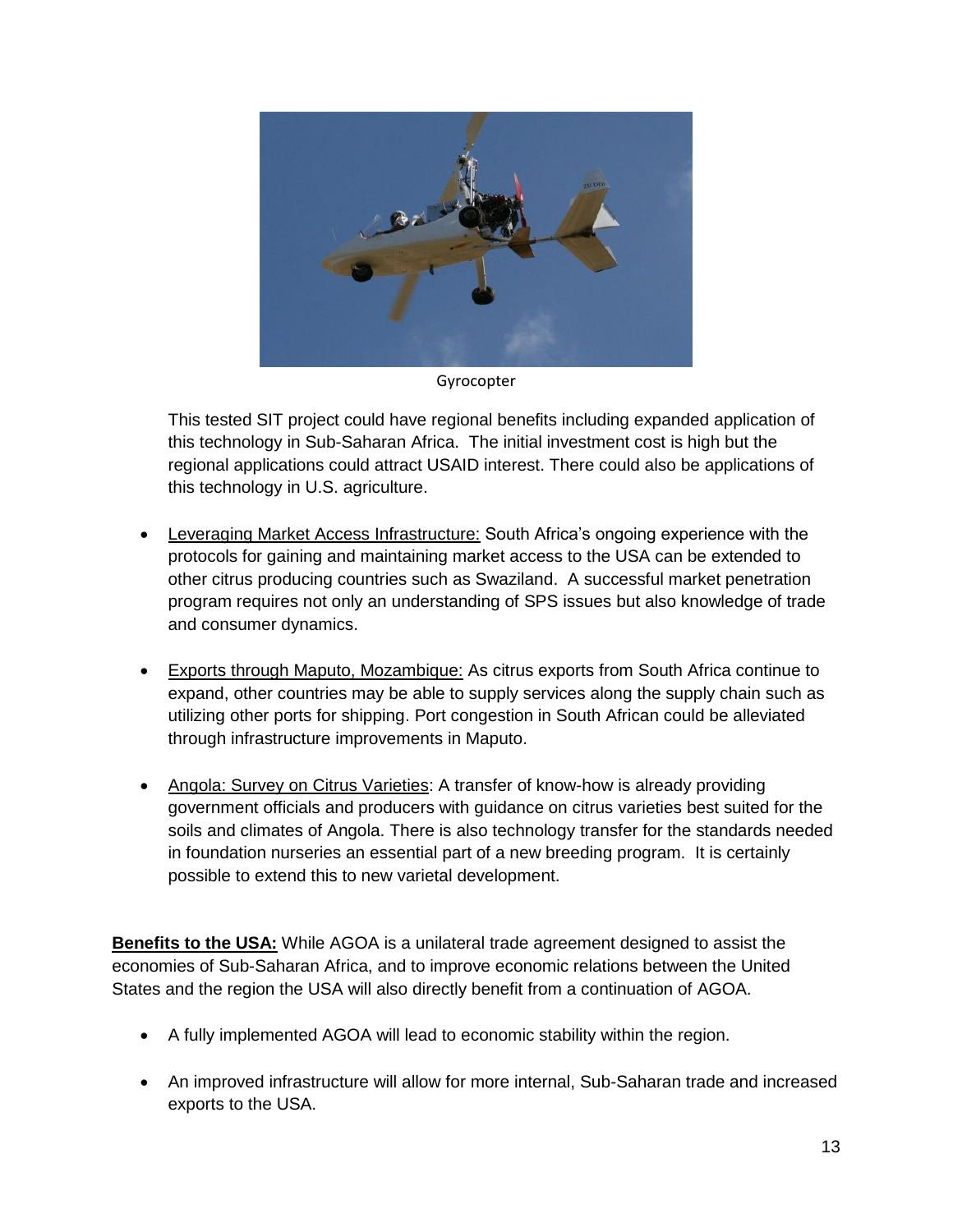Gyrocopter

This tested SIT project could have regional benefits including expanded application of this technology in Sub-Saharan Africa. The initial investment cost is high but the regional applications could attract USAID interest. There could also be applications of this technology in U.S. agriculture.

- Leveraging Market Access Infrastructure: South Africa's ongoing experience with the protocols for gaining and maintaining market access to the USA can be extended to other citrus producing countries such as Swaziland. A successful market penetration program requires not only an understanding of SPS issues but also knowledge of trade and consumer dynamics.

- Exports through Maputo, Mozambique: As citrus exports from South Africa continue to expand, other countries may be able to supply services along the supply chain such as utilizing other ports for shipping. Port congestion in South African could be alleviated through infrastructure improvements in Maputo.

- Angola: Survey on Citrus Varieties: A transfer of know-how is already providing government officials and producers with guidance on citrus varieties best suited for the soils and climates of Angola. There is also technology transfer for the standards needed in foundation nurseries an essential part of a new breeding program. It is certainly possible to extend this to new varietal development.

**Benefits to the USA:** While AGOA is a unilateral trade agreement designed to assist the economies of Sub-Saharan Africa, and to improve economic relations between the United States and the region the USA will also directly benefit from a continuation of AGOA.

- A fully implemented AGOA will lead to economic stability within the region.

- An improved infrastructure will allow for more internal, Sub-Saharan trade and increased exports to the USA.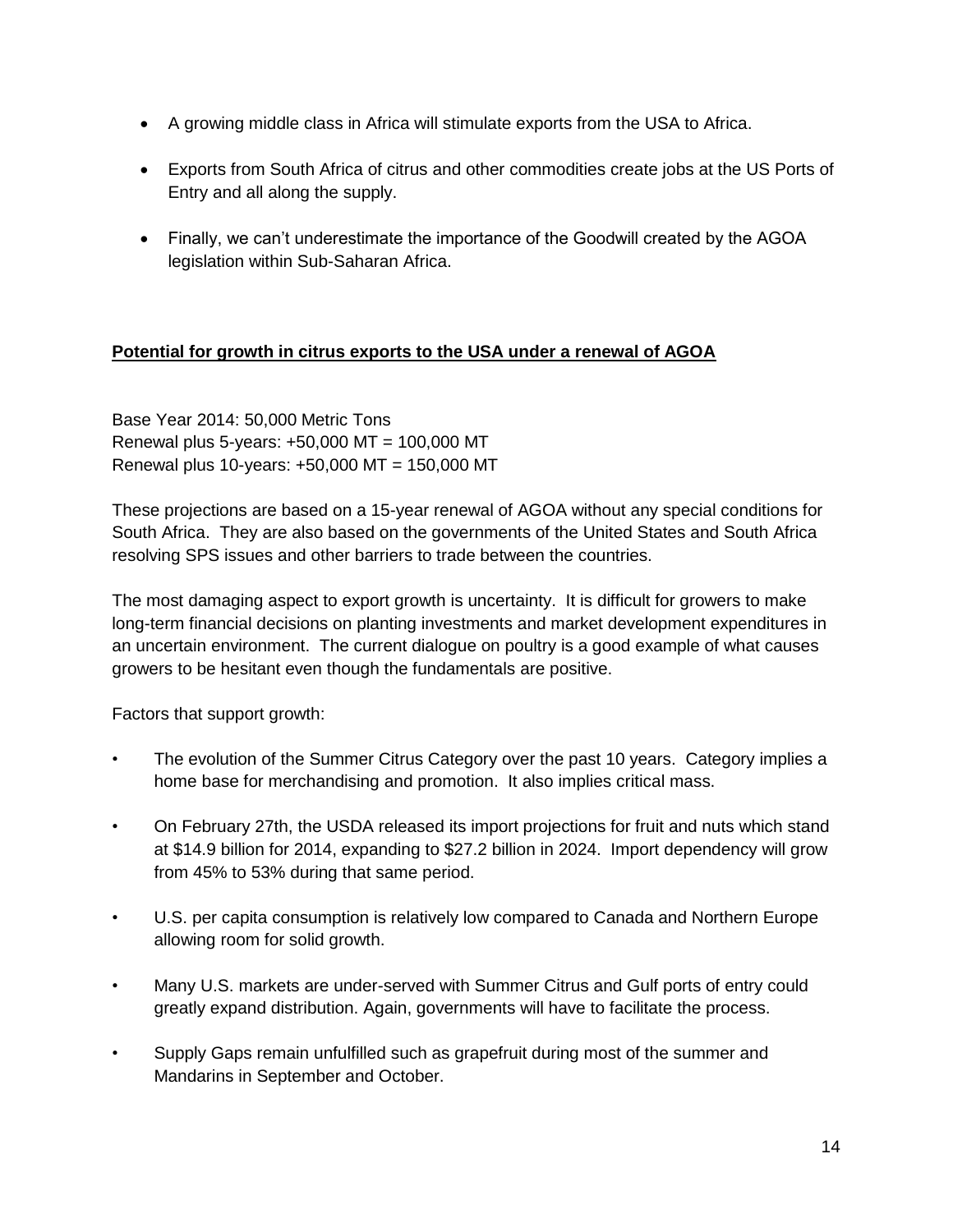- A growing middle class in Africa will stimulate exports from the USA to Africa.

- Exports from South Africa of citrus and other commodities create jobs at the US Ports of Entry and all along the supply.

- Finally, we can't underestimate the importance of the Goodwill created by the AGOA legislation within Sub-Saharan Africa.

**Potential for growth in citrus exports to the USA under a renewal of AGOA**

Base Year 2014: 50,000 Metric Tons
Renewal plus 5-years: +50,000 MT = 100,000 MT
Renewal plus 10-years: +50,000 MT = 150,000 MT

These projections are based on a 15-year renewal of AGOA without any special conditions for South Africa. They are also based on the governments of the United States and South Africa resolving SPS issues and other barriers to trade between the countries.

The most damaging aspect to export growth is uncertainty. It is difficult for growers to make long-term financial decisions on planting investments and market development expenditures in an uncertain environment. The current dialogue on poultry is a good example of what causes growers to be hesitant even though the fundamentals are positive.

Factors that support growth:

- The evolution of the Summer Citrus Category over the past 10 years. Category implies a home base for merchandising and promotion. It also implies critical mass.

- On February 27th, the USDA released its import projections for fruit and nuts which stand at $14.9 billion for 2014, expanding to $27.2 billion in 2024. Import dependency will grow from 45% to 53% during that same period.

- U.S. per capita consumption is relatively low compared to Canada and Northern Europe allowing room for solid growth.

- Many U.S. markets are under-served with Summer Citrus and Gulf ports of entry could greatly expand distribution. Again, governments will have to facilitate the process.

- Supply Gaps remain unfulfilled such as grapefruit during most of the summer and Mandarins in September and October.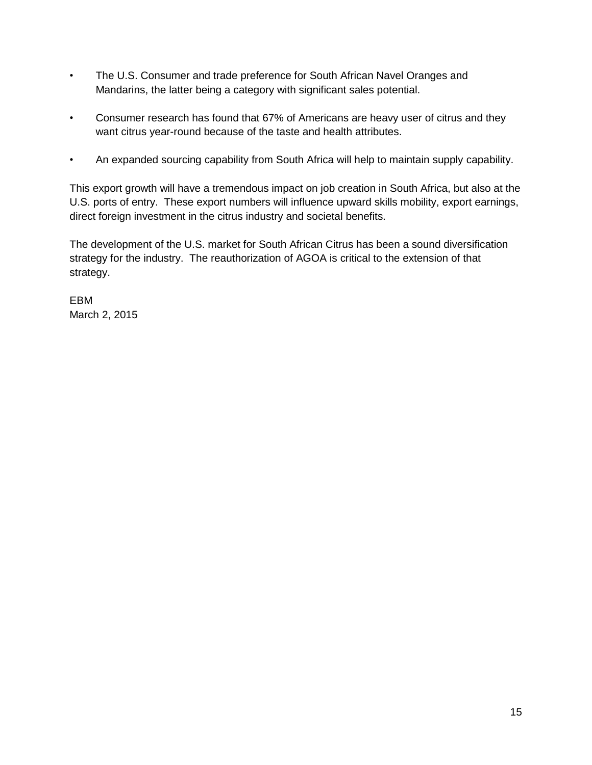- The U.S. Consumer and trade preference for South African Navel Oranges and Mandarins, the latter being a category with significant sales potential.

- Consumer research has found that 67% of Americans are heavy user of citrus and they want citrus year-round because of the taste and health attributes.

- An expanded sourcing capability from South Africa will help to maintain supply capability.

This export growth will have a tremendous impact on job creation in South Africa, but also at the U.S. ports of entry. These export numbers will influence upward skills mobility, export earnings, direct foreign investment in the citrus industry and societal benefits.

The development of the U.S. market for South African Citrus has been a sound diversification strategy for the industry. The reauthorization of AGOA is critical to the extension of that strategy.

EBM
March 2, 2015